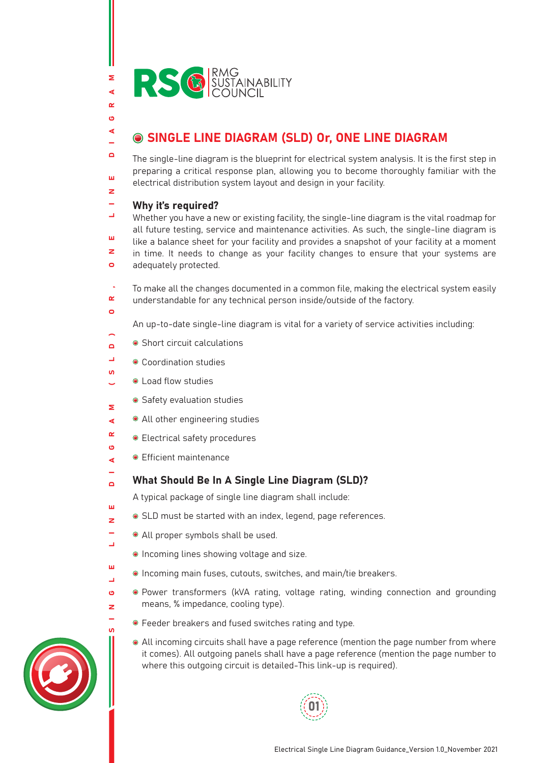RMG SUSTAINABILITY COUNCIL

## SINGLE LINE DIAGRAM (SLD) Or, ONE LINE DIAGRAM

The single-line diagram is the blueprint for electrical system analysis. It is the first step in preparing a critical response plan, allowing you to become thoroughly familiar with the electrical distribution system layout and design in your facility.

### Why it's required?

Whether you have a new or existing facility, the single-line diagram is the vital roadmap for all future testing, service and maintenance activities. As such, the single-line diagram is like a balance sheet for your facility and provides a snapshot of your facility at a moment in time. It needs to change as your facility changes to ensure that your systems are adequately protected.

To make all the changes documented in a common file, making the electrical system easily understandable for any technical person inside/outside of the factory.

An up-to-date single-line diagram is vital for a variety of service activities including:

- Short circuit calculations
- Coordination studies
- Load flow studies
- Safety evaluation studies
- All other engineering studies
- Electrical safety procedures
- Efficient maintenance

### What Should Be In A Single Line Diagram (SLD)?

A typical package of single line diagram shall include:

- SLD must be started with an index, legend, page references.
- All proper symbols shall be used.
- Incoming lines showing voltage and size.
- Incoming main fuses, cutouts, switches, and main/tie breakers.
- Power transformers (kVA rating, voltage rating, winding connection and grounding means, % impedance, cooling type).
- Feeder breakers and fused switches rating and type.
- All incoming circuits shall have a page reference (mention the page number from where it comes). All outgoing panels shall have a page reference (mention the page number to where this outgoing circuit is detailed-This link-up is required).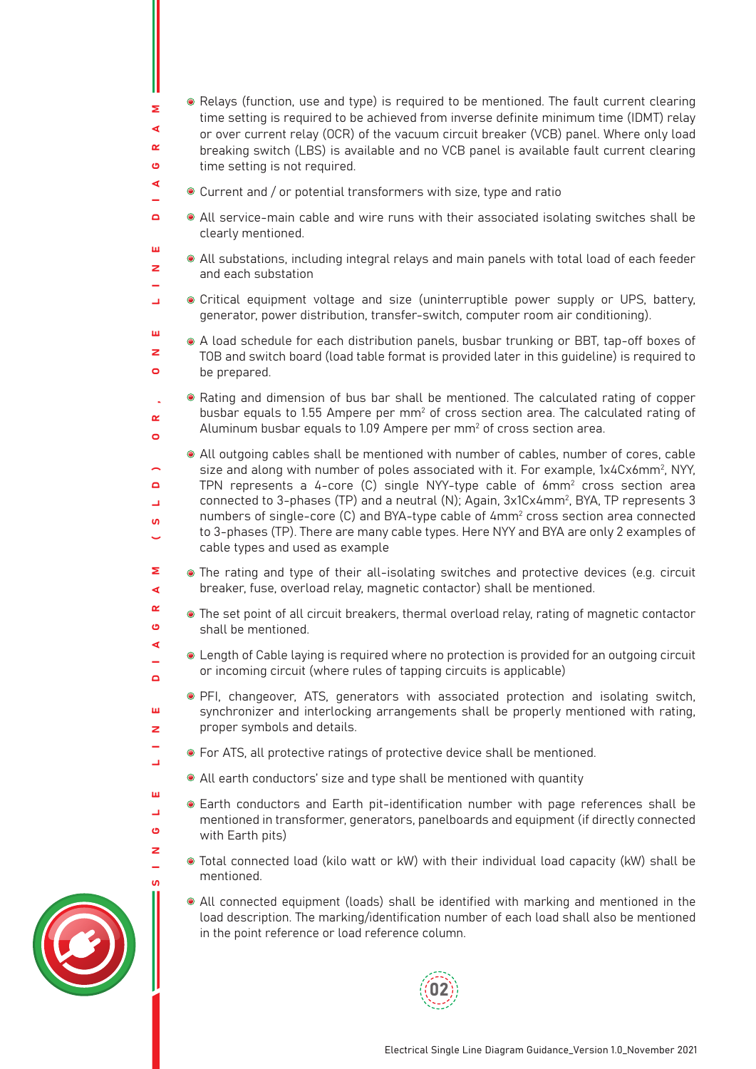- Relays (function, use and type) is required to be mentioned. The fault current clearing time setting is required to be achieved from inverse definite minimum time (IDMT) relay or over current relay (OCR) of the vacuum circuit breaker (VCB) panel. Where only load breaking switch (LBS) is available and no VCB panel is available fault current clearing time setting is not required.
- Current and / or potential transformers with size, type and ratio
- All service-main cable and wire runs with their associated isolating switches shall be clearly mentioned.
- All substations, including integral relays and main panels with total load of each feeder and each substation
- Critical equipment voltage and size (uninterruptible power supply or UPS, battery, generator, power distribution, transfer-switch, computer room air conditioning).
- A load schedule for each distribution panels, busbar trunking or BBT, tap-off boxes of TOB and switch board (load table format is provided later in this guideline) is required to be prepared.
- Rating and dimension of bus bar shall be mentioned. The calculated rating of copper busbar equals to 1.55 Ampere per $mm^2$ of cross section area. The calculated rating of Aluminum busbar equals to 1.09 Ampere per $mm^2$ of cross section area.
- All outgoing cables shall be mentioned with number of cables, number of cores, cable size and along with number of poles associated with it. For example, 1x4Cx6$mm^2$, NYY, TPN represents a 4-core (C) single NYY-type cable of 6$mm^2$ cross section area connected to 3-phases (TP) and a neutral (N); Again, 3x1Cx4$mm^2$, BYA, TP represents 3 numbers of single-core (C) and BYA-type cable of 4$mm^2$ cross section area connected to 3-phases (TP). There are many cable types. Here NYY and BYA are only 2 examples of cable types and used as example
- The rating and type of their all-isolating switches and protective devices (e.g. circuit breaker, fuse, overload relay, magnetic contactor) shall be mentioned.
- The set point of all circuit breakers, thermal overload relay, rating of magnetic contactor shall be mentioned.
- Length of Cable laying is required where no protection is provided for an outgoing circuit or incoming circuit (where rules of tapping circuits is applicable)
- PFI, changeover, ATS, generators with associated protection and isolating switch, synchronizer and interlocking arrangements shall be properly mentioned with rating, proper symbols and details.
- For ATS, all protective ratings of protective device shall be mentioned.
- All earth conductors' size and type shall be mentioned with quantity
- Earth conductors and Earth pit-identification number with page references shall be mentioned in transformer, generators, panelboards and equipment (if directly connected with Earth pits)
- Total connected load (kilo watt or kW) with their individual load capacity (kW) shall be mentioned.
- All connected equipment (loads) shall be identified with marking and mentioned in the load description. The marking/identification number of each load shall also be mentioned in the point reference or load reference column.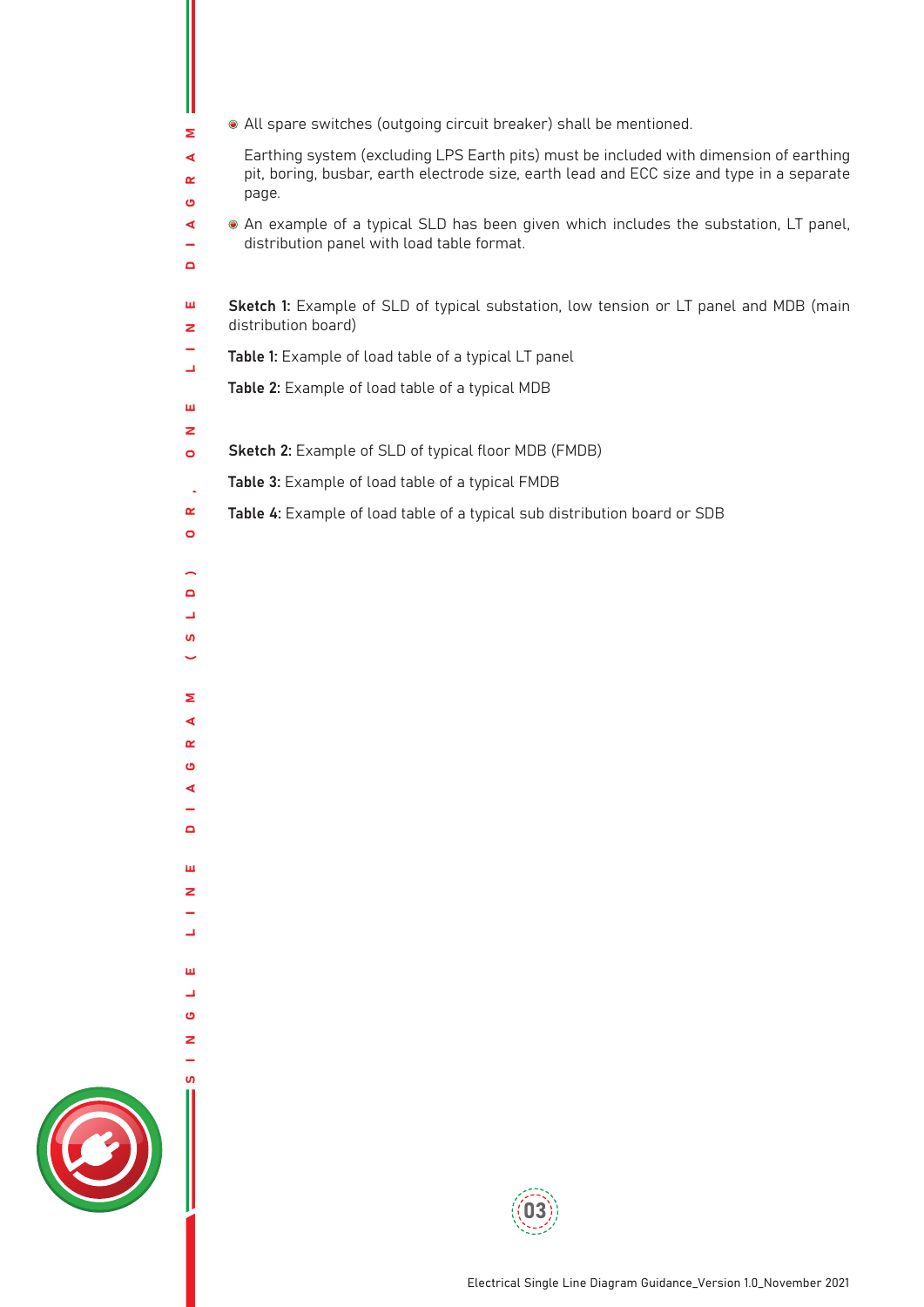- All spare switches (outgoing circuit breaker) shall be mentioned.

  Earthing system (excluding LPS Earth pits) must be included with dimension of earthing pit, boring, busbar, earth electrode size, earth lead and ECC size and type in a separate page.

- An example of a typical SLD has been given which includes the substation, LT panel, distribution panel with load table format.

**Sketch 1:** Example of SLD of typical substation, low tension or LT panel and MDB (main distribution board)

**Table 1:** Example of load table of a typical LT panel

**Table 2:** Example of load table of a typical MDB

**Sketch 2:** Example of SLD of typical floor MDB (FMDB)

**Table 3:** Example of load table of a typical FMDB

**Table 4:** Example of load table of a typical sub distribution board or SDB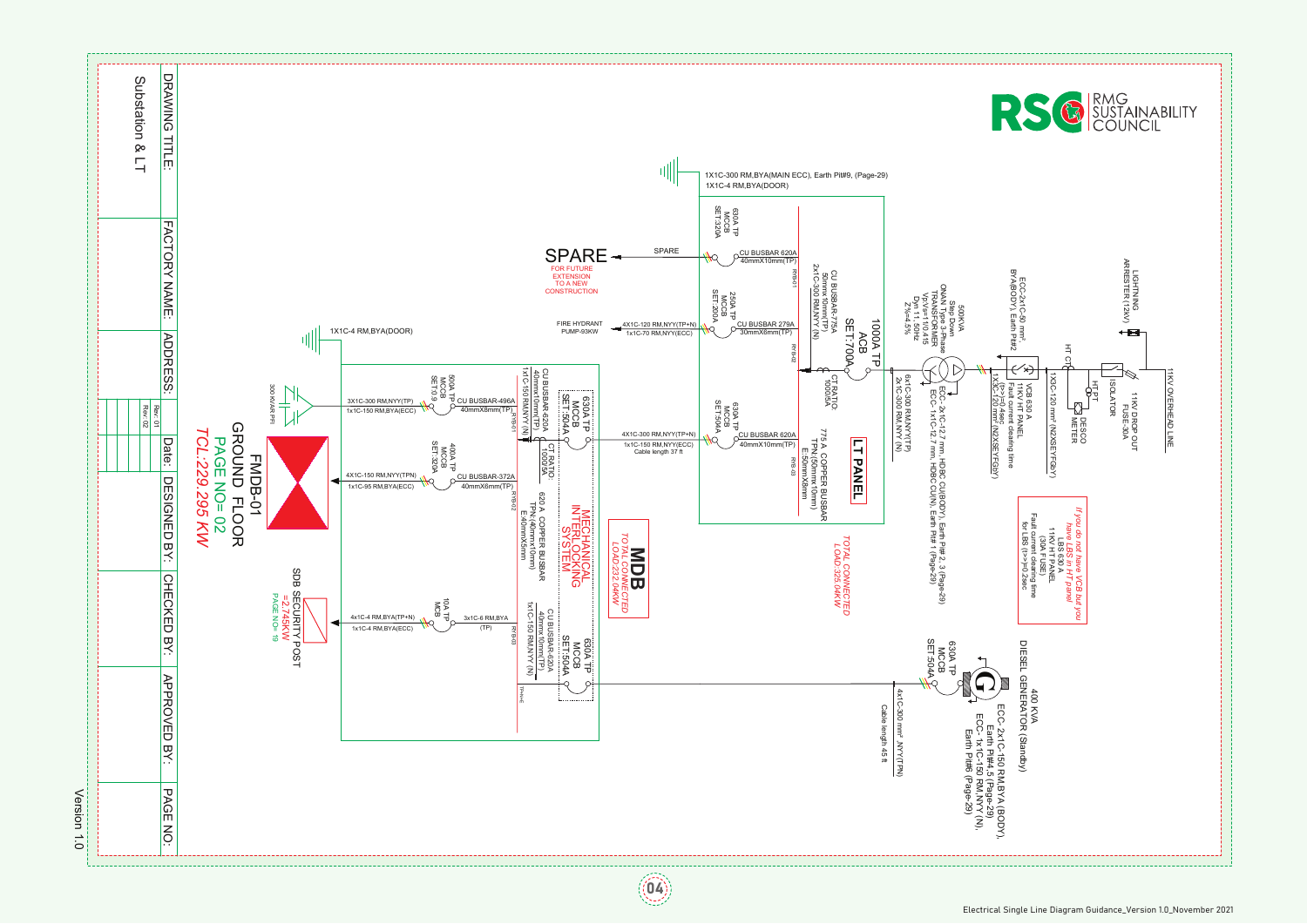RMG SUSTAINABILITY COUNCIL

11KV OVERHEAD LINE

LIGHTNING ARRESTER (12KV)

11KV DROP OUT FUSE-30A

ISOLATOR

HT CT

HT PT

DESCO METER

1X3C-120 mm² (N2XSEYFGbY)

VCB 630 A
11KV HT PANEL
Fault current clearing time (t>,t>0.2sec)
1X3C-120 mm² (N2XSEYFGbY)

ECC-2x1C-50 mm² BYA(BODY), Earth Pit#2

500KVA
Step Down
ONAN Type 3-Phase
TRANSFORMER
11/0.415
Dyn11, 50Hz
Z%=4.5%

ECC- 2x1C-12.7 mm, HDBC CU(BODY), Earth Pit# 2, 3 (Page-29)
ECC- 1x1C-12.7 mm, HDBC CU(N), Earth Pit# 1 (Page-29)

6x1C-300 RM,NYY(TP)
2x1C-300 RM,NYY (N)

*If you do not have VCB but you have LBS in HT panel*
LBS 630A
11KV HT PANEL
(30A FUSE)
Fault current clearing time for LBS (t>,t>0)=2sec

400 KVA
DIESEL GENERATOR (Standby)
ECC- 2x1C-150 RM,BYA (BODY), Earth Pit#4,5 (Page-29)
ECC- 1x1C-150 RM,NYY (N), Earth Pit#6 (Page-29)

630A TP MCCB SET:504A

4x1C-300 mm² NYY(TPN)
Cable length 45 ft

**LT PANEL**

1000A TP ACB SET:700A

CT RATIO: 1000/5A

CU BUSBAR-775A
50mmx10mm(TP)
2x1C-300 RM,NYY (N)

775 A COPPER BUSBAR
TPN:(50mmx10mm)
E:50mmX5mm

*TOTAL CONNECTED LOAD:325.04KW*

1X1C-300 RM,BYA(MAIN ECC), Earth Pit#9, (Page-29)
1X1C-4 RM,BYA(DOOR)

630A TP MCCB SET:320A — CU BUSBAR 620A 40mmX10mm(TP) — SPARE

**SPARE**
FOR FUTURE EXTENSION TO A NEW CONSTRUCTION

250A TP MCCB SET:200A — CU BUSBAR 279A 30mmX6mm(TP) — 4X1C-120 RM,NYY(TP+N), 1x1C-70 RM,NYY(ECC) — FIRE HYDRANT PUMP-93KW

630A TP MCCB SET:504A — CU BUSBAR 620A 40mmX10mm(TP) — 4X1C-300 RM,NYY(TP+N), 1x1C-150 RM,NYY(ECC), Cable length 37 ft

**MDB**
*TOTAL CONNECTED LOAD:232.04KW*

MECHANICAL INTERLOCKING SYSTEM

630A TP MCCB SET:504A

CT RATIO: 1000/5A

CU BUSBAR-620A
40mmx10mm(TP)
1x1C-150 RM,NYY (N)

620 A COPPER BUSBAR
TPN:(40mmx10mm)
E:40mmX5mm

1X1C-4 RM,BYA(DOOR)

500A TP MCCB SET:0.9 — CU BUSBAR-496A 40mmX8mm(TP) — 3X1C-300 RM,NYY(TP), 1x1C-150 RM,BYA(ECC) — 300 KVAR PFI

400A TP MCCB SET: 320A — CU BUSBAR-372A 40mmX6mm(TP) — 4X1C-150 RM,NYY(TPN), 1x1C-95 RM,BYA(ECC) — FMDB-01, GROUND FLOOR, PAGE NO= 02, *TCL:229.295 KW*

10A TP MCB — 3x1C-6 RM,BYA (TP) — 4x1C-4 RM,BYA(TP+N), 1x1C-4 RM,BYA(ECC) — SDB SECURITY POST =2.745KW, PAGE NO= 19

| DRAWING TITLE: | FACTORY NAME: | ADDRESS: | Rev. 01 / Rev. 02 | Date: | DESIGNED BY: | CHECKED BY: | APPROVED BY: | PAGE NO: |
|---|---|---|---|---|---|---|---|---|
| Substation & LT | | | | | | | | |

Version 1.0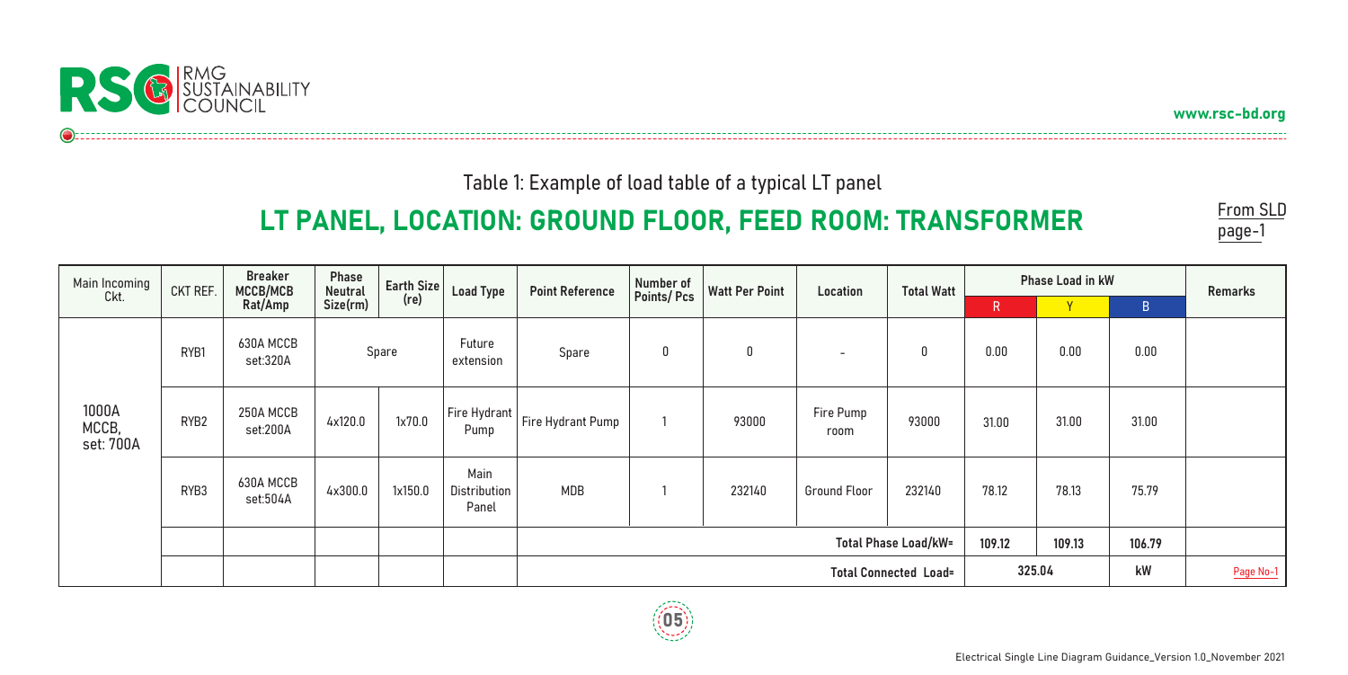Table 1: Example of load table of a typical LT panel

## LT PANEL, LOCATION: GROUND FLOOR, FEED ROOM: TRANSFORMER

From SLD page-1

| Main Incoming Ckt. | CKT REF. | Breaker MCCB/MCB Rat/Amp | Phase Neutral Size(rm) | Earth Size (re) | Load Type | Point Reference | Number of Points/ Pcs | Watt Per Point | Location | Total Watt | Phase Load in kW | | | Remarks |
|---|---|---|---|---|---|---|---|---|---|---|---|---|---|---|
| | | | | | | | | | | | R | Y | B | |
| 1000A MCCB, set: 700A | RYB1 | 630A MCCB set:320A | Spare | | Future extension | Spare | 0 | 0 | - | 0 | 0.00 | 0.00 | 0.00 | |
| | RYB2 | 250A MCCB set:200A | 4x120.0 | 1x70.0 | Fire Hydrant Pump | Fire Hydrant Pump | 1 | 93000 | Fire Pump room | 93000 | 31.00 | 31.00 | 31.00 | |
| | RYB3 | 630A MCCB set:504A | 4x300.0 | 1x150.0 | Main Distribution Panel | MDB | 1 | 232140 | Ground Floor | 232140 | 78.12 | 78.13 | 75.79 | |
| | | | | | | Total Phase Load/kW= | | | | | 109.12 | 109.13 | 106.79 | |
| | | | | | | Total Connected Load= | | | | | 325.04 | | kW | Page No-1 |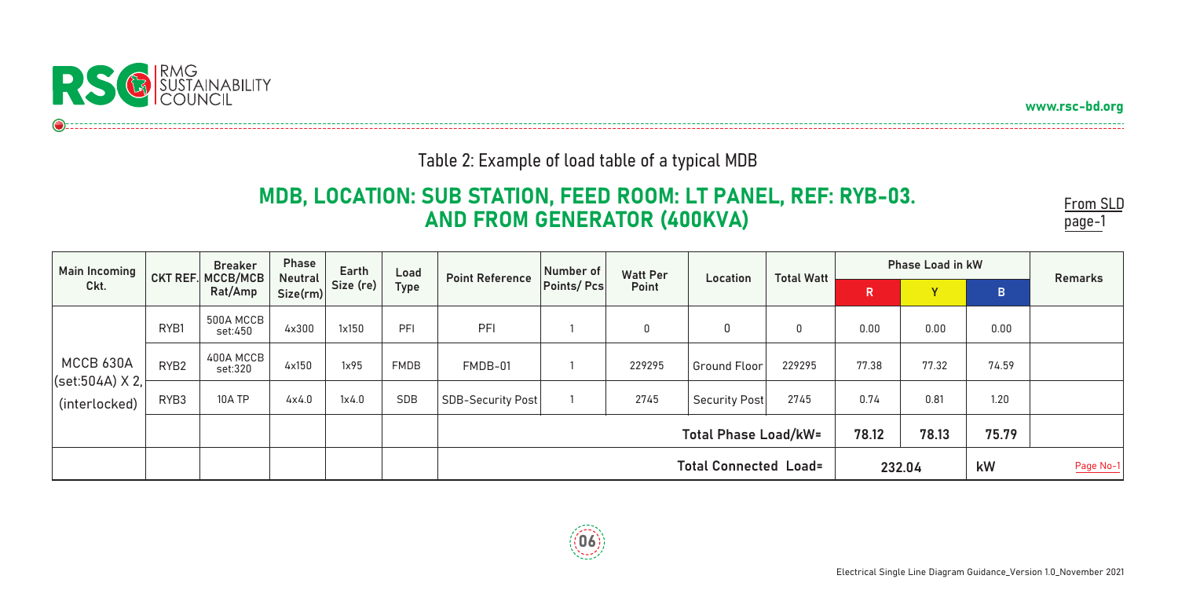Table 2: Example of load table of a typical MDB

## MDB, LOCATION: SUB STATION, FEED ROOM: LT PANEL, REF: RYB-03. AND FROM GENERATOR (400KVA)

From SLD page-1

| Main Incoming Ckt. | CKT REF. | Breaker MCCB/MCB Rat/Amp | Phase Neutral Size(rm) | Earth Size (re) | Load Type | Point Reference | Number of Points/ Pcs | Watt Per Point | Location | Total Watt | Phase Load in kW | | | Remarks |
|---|---|---|---|---|---|---|---|---|---|---|---|---|---|---|
| | | | | | | | | | | | R | Y | B | |
| MCCB 630A (set:504A) X 2, (interlocked) | RYB1 | 500A MCCB set:450 | 4x300 | 1x150 | PFI | PFI | 1 | 0 | 0 | 0 | 0.00 | 0.00 | 0.00 | |
| | RYB2 | 400A MCCB set:320 | 4x150 | 1x95 | FMDB | FMDB-01 | 1 | 229295 | Ground Floor | 229295 | 77.38 | 77.32 | 74.59 | |
| | RYB3 | 10A TP | 4x4.0 | 1x4.0 | SDB | SDB-Security Post | 1 | 2745 | Security Post | 2745 | 0.74 | 0.81 | 1.20 | |
| | | | | | | Total Phase Load/kW= | | | | | 78.12 | 78.13 | 75.79 | |
| | | | | | | Total Connected Load= | | | | | 232.04 | | kW | Page No-1 |

Electrical Single Line Diagram Guidance_Version 1.0_November 2021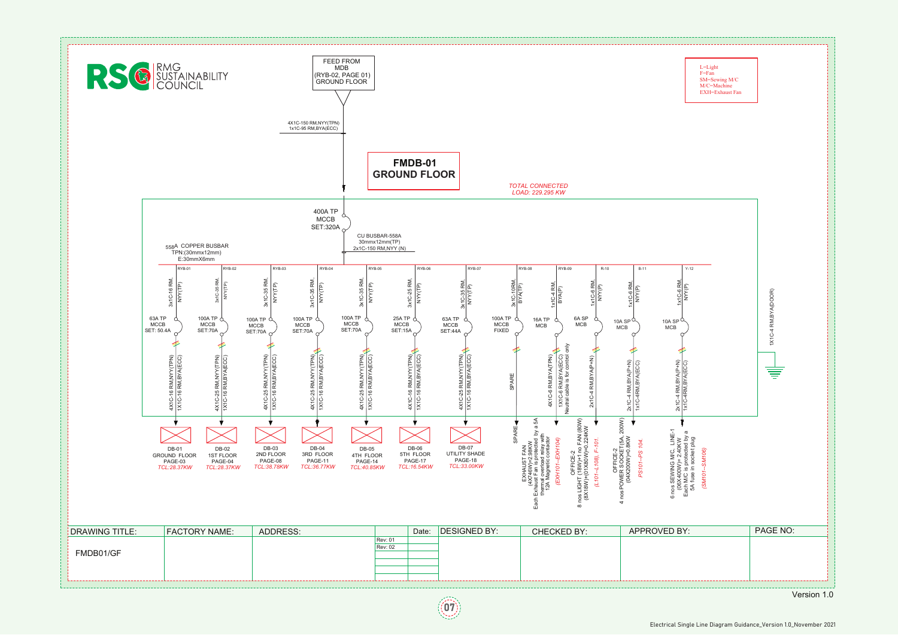RSC RMG SUSTAINABILITY COUNCIL

FEED FROM MDB (RYB-02, PAGE 01) GROUND FLOOR

4X1C-150 RM,NYY(TPN)
1x1C-95 RM,BYA(ECC)

# FMDB-01 GROUND FLOOR

*TOTAL CONNECTED LOAD: 229.295 KW*

L=Light
F=Fan
SM=Sewing M/C
M/C=Machine
EXH=Exhaust Fan

400A TP MCCB SET:320A

CU BUSBAR-558A 30mmx12mm(TP) 2x1C-150 RM,NYY (N)

558A COPPER BUSBAR TPN:(30mmx12mm) E:30mmX6mm

1X1C-4 RM,BYA(DOOR)

| Circuit | Incoming cable | Breaker | Outgoing cable | Load |
|---|---|---|---|---|
| RYB-01 | 3x1C-16 RM, NYY(TP) | 63A TP MCCB SET: 50.4A | 4X1C-16 RM,NYY(TPN) 1X1C-16 RM,BYA(ECC) | DB-01 GROUND FLOOR PAGE-03 *TCL:28.37KW* |
| RYB-02 | 3x1C-35 RM, NYY(TP) | 100A TP MCCB SET:70A | 4X1C-25 RM,NYY(TPN) 1X1C-16 RM,BYA(ECC) | DB-02 1ST FLOOR PAGE-04 *TCL:28.37KW* |
| RYB-03 | 3x1C-35 RM, NYY(TP) | 100A TP MCCB SET:70A | 4X1C-25 RM,NYY(TPN) 1X1C-16 RM,BYA(ECC) | DB-03 2ND FLOOR PAGE-08 *TCL:38.78KW* |
| RYB-04 | 3x1C-35 RM, NYY(TP) | 100A TP MCCB SET:70A | 4X1C-25 RM,NYY(TPN) 1X1C-16 RM,BYA(ECC) | DB-04 3RD FLOOR PAGE-11 *TCL:36.77KW* |
| RYB-05 | 3x1C-35 RM, NYY(TP) | 100A TP MCCB SET:70A | 4X1C-25 RM,NYY(TPN) 1X1C-16 RM,BYA(ECC) | DB-05 4TH FLOOR PAGE-14 *TCL:40.85KW* |
| RYB-06 | 3x1C-25 RM, NYY(TP) | 25A TP MCCB SET:15A | 4X1C-16 RM,NYY(TPN) 1X1C-16 RM,BYA(ECC) | DB-06 5TH FLOOR PAGE-17 *TCL:16.54KW* |
| RYB-07 | 3x1C-35 RM, NYY(TP) | 63A TP MCCB SET:44A | 4X1C-25 RM,NYY(TPN) 1X1C-16 RM,BYA(ECC) | DB-07 UTILITY SHADE PAGE-18 *TCL:33.00KW* |
| RYB-08 | 3x1C-10RM, BYA(TP) | 100A TP MCCB FIXED | SPARE | SPARE |
| RYB-09 | 1x1C-4 RM, BYA(P) | 16A TP MCB | 4X1C-6 RM,BYA(TPN) 1X1C-6 RM,BYA(ECC) Neutral cable is for control only | EXHAUST FAN (4X746W)=2.98KW Each Exhaust Fan is protected by a 5A thermal overload relay with 12A Magnetic contactor *(EXH101~EXH104)* |
| R-10 | 1x1C-6 RM, NYY(P) | 6A SP MCB | 2x1C-4 RM,BYA(P+N) | OFFICE-2 8 nos LIGHT (18W)+1 no FAN (80W) (8X18W)+(01X80W)=0.224KW *(L101~L108), F-101.* |
| B-11 | 1x1C-6 RM, NYY(P) | 10A SP MCB | 2x1C-4 RM,BYA(P+N) 1x1C-4RM,BYA(ECC) | OFFICE-2 4 nos POWER SOCKET(5A, 200W) (04X200W)=0.8KW *PS101~PS 104.* |
| Y-12 | 1x1C-6 RM, NYY(P) | 10A SP MCB | 2x1C-4 RM,BYA(P+N) 1x1C-4RM,BYA(ECC) | 6 nos SEWING M/C, LINE-1 (06X400W)= 2.4KW Each M/C is protected by a 5A fuse in socket plug *(SM101~SM106)* |

| DRAWING TITLE: | FACTORY NAME: | ADDRESS: | | Date: | DESIGNED BY: | CHECKED BY: | APPROVED BY: | PAGE NO: |
|---|---|---|---|---|---|---|---|---|
| FMDB01/GF | | | Rev: 01 | | | | | |
| | | | Rev: 02 | | | | | |

Version 1.0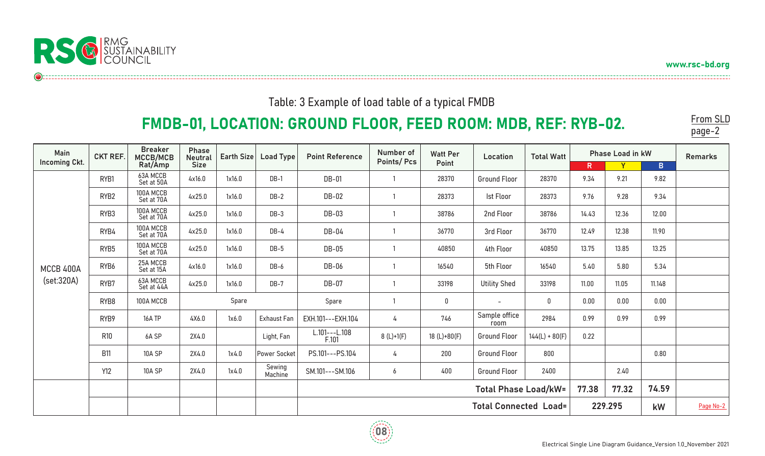Table: 3 Example of load table of a typical FMDB

## FMDB-01, LOCATION: GROUND FLOOR, FEED ROOM: MDB, REF: RYB-02.

From SLD page-2

| Main Incoming Ckt. | CKT REF. | Breaker MCCB/MCB Rat/Amp | Phase Neutral Size | Earth Size | Load Type | Point Reference | Number of Points/ Pcs | Watt Per Point | Location | Total Watt | Phase Load in kW | | | Remarks |
|---|---|---|---|---|---|---|---|---|---|---|---|---|---|---|
| | | | | | | | | | | | R | Y | B | |
| MCCB 400A (set:320A) | RYB1 | 63A MCCB Set at 50A | 4x16.0 | 1x16.0 | DB-1 | DB-01 | 1 | 28370 | Ground Floor | 28370 | 9.34 | 9.21 | 9.82 | |
| | RYB2 | 100A MCCB Set at 70A | 4x25.0 | 1x16.0 | DB-2 | DB-02 | 1 | 28373 | Ist Floor | 28373 | 9.76 | 9.28 | 9.34 | |
| | RYB3 | 100A MCCB Set at 70A | 4x25.0 | 1x16.0 | DB-3 | DB-03 | 1 | 38786 | 2nd Floor | 38786 | 14.43 | 12.36 | 12.00 | |
| | RYB4 | 100A MCCB Set at 70A | 4x25.0 | 1x16.0 | DB-4 | DB-04 | 1 | 36770 | 3rd Floor | 36770 | 12.49 | 12.38 | 11.90 | |
| | RYB5 | 100A MCCB Set at 70A | 4x25.0 | 1x16.0 | DB-5 | DB-05 | 1 | 40850 | 4th Floor | 40850 | 13.75 | 13.85 | 13.25 | |
| | RYB6 | 25A MCCB Set at 15A | 4x16.0 | 1x16.0 | DB-6 | DB-06 | 1 | 16540 | 5th Floor | 16540 | 5.40 | 5.80 | 5.34 | |
| | RYB7 | 63A MCCB Set at 44A | 4x25.0 | 1x16.0 | DB-7 | DB-07 | 1 | 33198 | Utility Shed | 33198 | 11.00 | 11.05 | 11.148 | |
| | RYB8 | 100A MCCB | Spare | | | Spare | 1 | 0 | - | 0 | 0.00 | 0.00 | 0.00 | |
| | RYB9 | 16A TP | 4X6.0 | 1x6.0 | Exhaust Fan | EXH.101---EXH.104 | 4 | 746 | Sample office room | 2984 | 0.99 | 0.99 | 0.99 | |
| | R10 | 6A SP | 2X4.0 | | Light, Fan | L.101---L.108 F.101 | 8 (L)+1(F) | 18 (L)+80(F) | Ground Floor | 144(L) + 80(F) | 0.22 | | | |
| | B11 | 10A SP | 2X4.0 | 1x4.0 | Power Socket | PS.101---PS.104 | 4 | 200 | Ground Floor | 800 | | | 0.80 | |
| | Y12 | 10A SP | 2X4.0 | 1x4.0 | Sewing Machine | SM.101---SM.106 | 6 | 400 | Ground Floor | 2400 | | 2.40 | | |
| | | | | | | Total Phase Load/kW= | | | | | 77.38 | 77.32 | 74.59 | |
| | | | | | | Total Connected Load= | | | | | 229.295 | | kW | Page No-2 |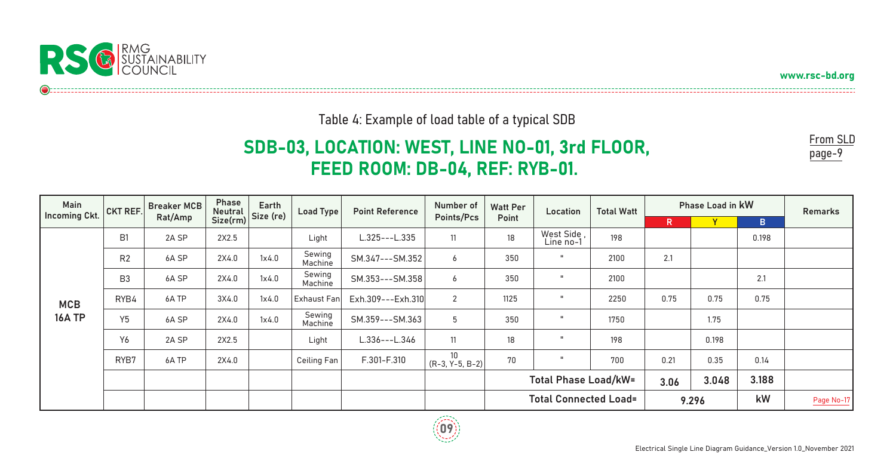Table 4: Example of load table of a typical SDB

## SDB-03, LOCATION: WEST, LINE NO-01, 3rd FLOOR, FEED ROOM: DB-04, REF: RYB-01.

From SLD page-9

| Main Incoming Ckt. | CKT REF. | Breaker MCB Rat/Amp | Phase Neutral Size(rm) | Earth Size (re) | Load Type | Point Reference | Number of Points/Pcs | Watt Per Point | Location | Total Watt | Phase Load in kW | | | Remarks |
|---|---|---|---|---|---|---|---|---|---|---|---|---|---|---|
| | | | | | | | | | | | R | Y | B | |
| MCB 16A TP | B1 | 2A SP | 2X2.5 | | Light | L.325---L.335 | 11 | 18 | West Side , Line no-1 | 198 | | | 0.198 | |
| | R2 | 6A SP | 2X4.0 | 1x4.0 | Sewing Machine | SM.347---SM.352 | 6 | 350 | " | 2100 | 2.1 | | | |
| | B3 | 6A SP | 2X4.0 | 1x4.0 | Sewing Machine | SM.353---SM.358 | 6 | 350 | " | 2100 | | | 2.1 | |
| | RYB4 | 6A TP | 3X4.0 | 1x4.0 | Exhaust Fan | Exh.309---Exh.310 | 2 | 1125 | " | 2250 | 0.75 | 0.75 | 0.75 | |
| | Y5 | 6A SP | 2X4.0 | 1x4.0 | Sewing Machine | SM.359---SM.363 | 5 | 350 | " | 1750 | | 1.75 | | |
| | Y6 | 2A SP | 2X2.5 | | Light | L.336---L.346 | 11 | 18 | " | 198 | | 0.198 | | |
| | RYB7 | 6A TP | 2X4.0 | | Ceiling Fan | F.301-F.310 | 10 (R-3, Y-5, B-2) | 70 | " | 700 | 0.21 | 0.35 | 0.14 | |
| | | | | | | | | **Total Phase Load/kW=** | | | **3.06** | **3.048** | **3.188** | |
| | | | | | | | | **Total Connected Load=** | | | **9.296** | | **kW** | Page No-17 |